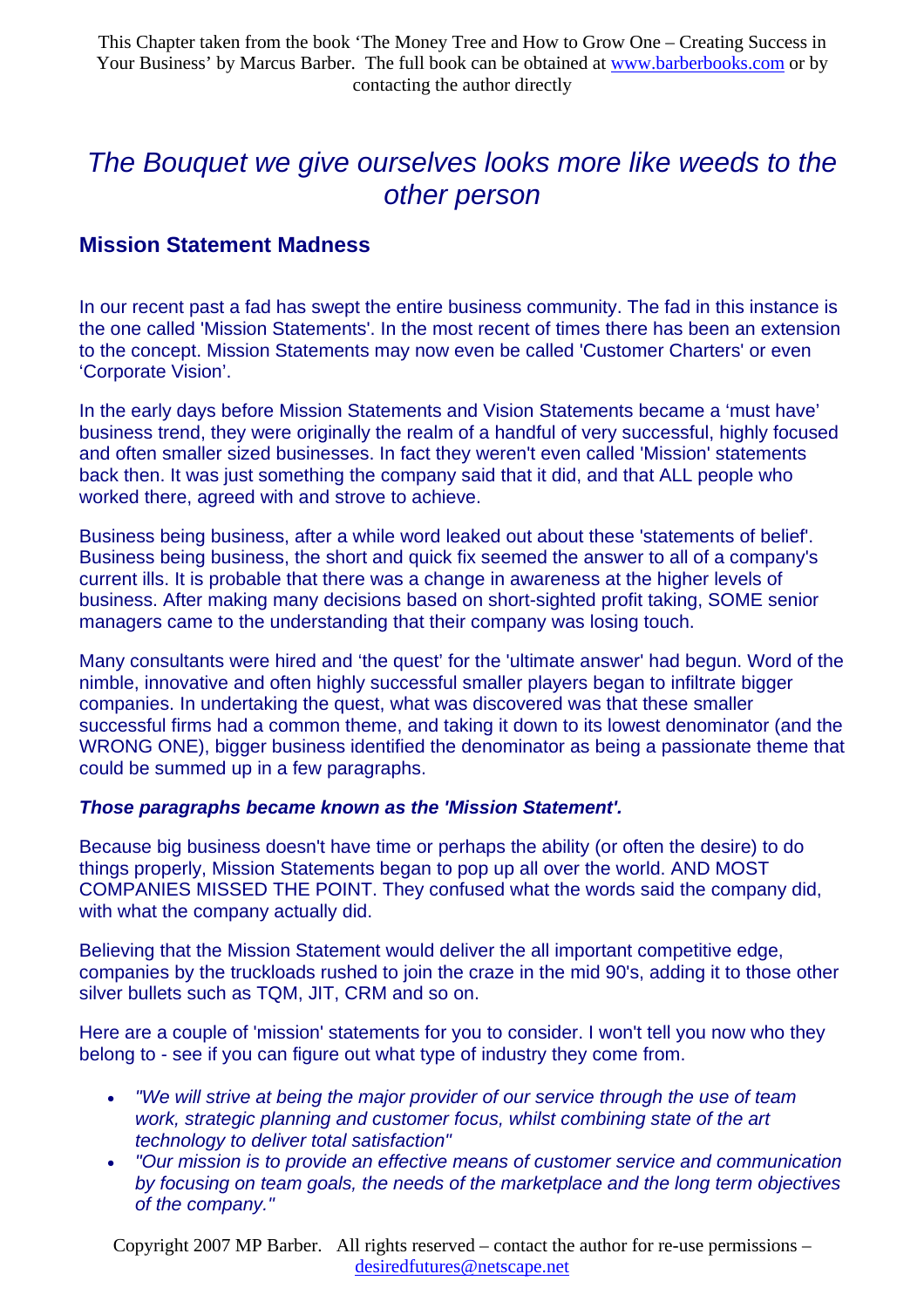This Chapter taken from the book 'The Money Tree and How to Grow One – Creating Success in Your Business' by Marcus Barber. The full book can be obtained at www.barberbooks.com or by contacting the author directly

# *The Bouquet we give ourselves looks more like weeds to the other person*

## Mission Statement Madness

In our recent past a fad has swept the entire business community. The fad in this instance is the one called 'Mission Statements'. In the most recent of times there has been an extension to the concept. Mission Statements may now even be called 'Customer Charters' or even 'Corporate Vision'.

In the early days before Mission Statements and Vision Statements became a 'must have' business trend, they were originally the realm of a handful of very successful, highly focused and often smaller sized businesses. In fact they weren't even called 'Mission' statements back then. It was just something the company said that it did, and that ALL people who worked there, agreed with and strove to achieve.

Business being business, after a while word leaked out about these 'statements of belief'. Business being business, the short and quick fix seemed the answer to all of a company's current ills. It is probable that there was a change in awareness at the higher levels of business. After making many decisions based on short-sighted profit taking, SOME senior managers came to the understanding that their company was losing touch.

Many consultants were hired and 'the quest' for the 'ultimate answer' had begun. Word of the nimble, innovative and often highly successful smaller players began to infiltrate bigger companies. In undertaking the quest, what was discovered was that these smaller successful firms had a common theme, and taking it down to its lowest denominator (and the WRONG ONE), bigger business identified the denominator as being a passionate theme that could be summed up in a few paragraphs.

***Those paragraphs became known as the 'Mission Statement'.***

Because big business doesn't have time or perhaps the ability (or often the desire) to do things properly, Mission Statements began to pop up all over the world. AND MOST COMPANIES MISSED THE POINT. They confused what the words said the company did, with what the company actually did.

Believing that the Mission Statement would deliver the all important competitive edge, companies by the truckloads rushed to join the craze in the mid 90's, adding it to those other silver bullets such as TQM, JIT, CRM and so on.

Here are a couple of 'mission' statements for you to consider. I won't tell you now who they belong to - see if you can figure out what type of industry they come from.

- *"We will strive at being the major provider of our service through the use of team work, strategic planning and customer focus, whilst combining state of the art technology to deliver total satisfaction"*
- *"Our mission is to provide an effective means of customer service and communication by focusing on team goals, the needs of the marketplace and the long term objectives of the company."*

Copyright 2007 MP Barber. All rights reserved – contact the author for re-use permissions – desiredfutures@netscape.net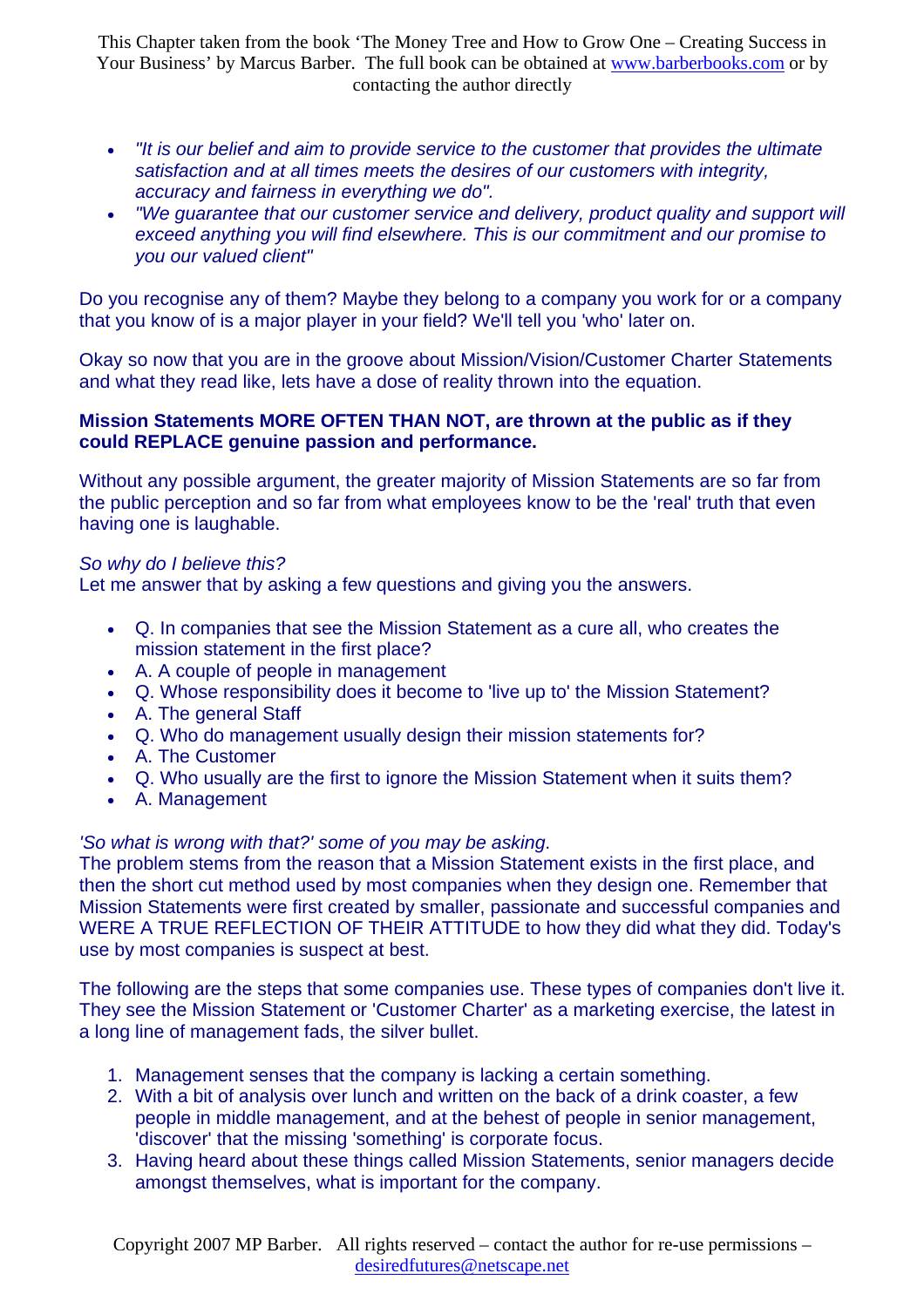- *"It is our belief and aim to provide service to the customer that provides the ultimate satisfaction and at all times meets the desires of our customers with integrity, accuracy and fairness in everything we do".*
- *"We guarantee that our customer service and delivery, product quality and support will exceed anything you will find elsewhere. This is our commitment and our promise to you our valued client"*

Do you recognise any of them? Maybe they belong to a company you work for or a company that you know of is a major player in your field? We'll tell you 'who' later on.

Okay so now that you are in the groove about Mission/Vision/Customer Charter Statements and what they read like, lets have a dose of reality thrown into the equation.

**Mission Statements MORE OFTEN THAN NOT, are thrown at the public as if they could REPLACE genuine passion and performance.**

Without any possible argument, the greater majority of Mission Statements are so far from the public perception and so far from what employees know to be the 'real' truth that even having one is laughable.

*So why do I believe this?*
Let me answer that by asking a few questions and giving you the answers.

- Q. In companies that see the Mission Statement as a cure all, who creates the mission statement in the first place?
- A. A couple of people in management
- Q. Whose responsibility does it become to 'live up to' the Mission Statement?
- A. The general Staff
- Q. Who do management usually design their mission statements for?
- A. The Customer
- Q. Who usually are the first to ignore the Mission Statement when it suits them?
- A. Management

*'So what is wrong with that?' some of you may be asking.*
The problem stems from the reason that a Mission Statement exists in the first place, and then the short cut method used by most companies when they design one. Remember that Mission Statements were first created by smaller, passionate and successful companies and WERE A TRUE REFLECTION OF THEIR ATTITUDE to how they did what they did. Today's use by most companies is suspect at best.

The following are the steps that some companies use. These types of companies don't live it. They see the Mission Statement or 'Customer Charter' as a marketing exercise, the latest in a long line of management fads, the silver bullet.

1. Management senses that the company is lacking a certain something.
2. With a bit of analysis over lunch and written on the back of a drink coaster, a few people in middle management, and at the behest of people in senior management, 'discover' that the missing 'something' is corporate focus.
3. Having heard about these things called Mission Statements, senior managers decide amongst themselves, what is important for the company.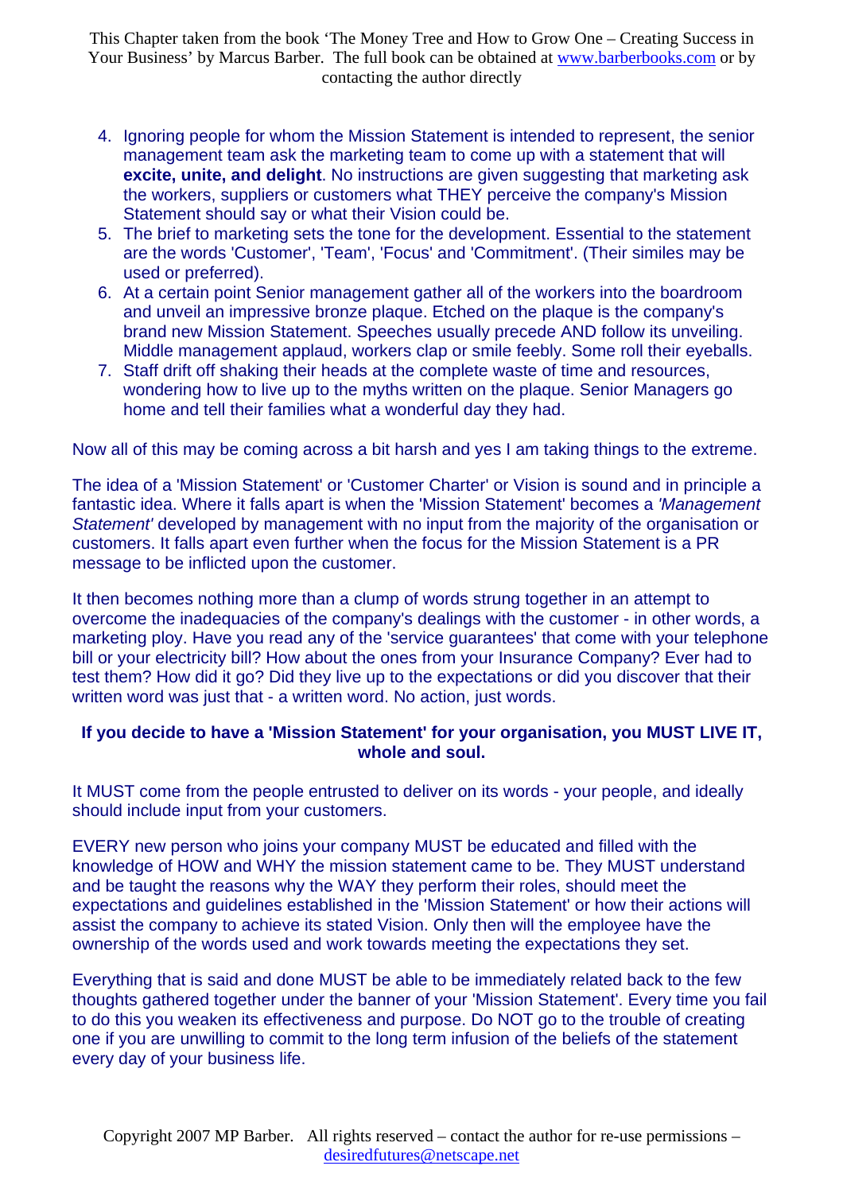4. Ignoring people for whom the Mission Statement is intended to represent, the senior management team ask the marketing team to come up with a statement that will **excite, unite, and delight**. No instructions are given suggesting that marketing ask the workers, suppliers or customers what THEY perceive the company's Mission Statement should say or what their Vision could be.
5. The brief to marketing sets the tone for the development. Essential to the statement are the words 'Customer', 'Team', 'Focus' and 'Commitment'. (Their similes may be used or preferred).
6. At a certain point Senior management gather all of the workers into the boardroom and unveil an impressive bronze plaque. Etched on the plaque is the company's brand new Mission Statement. Speeches usually precede AND follow its unveiling. Middle management applaud, workers clap or smile feebly. Some roll their eyeballs.
7. Staff drift off shaking their heads at the complete waste of time and resources, wondering how to live up to the myths written on the plaque. Senior Managers go home and tell their families what a wonderful day they had.

Now all of this may be coming across a bit harsh and yes I am taking things to the extreme.

The idea of a 'Mission Statement' or 'Customer Charter' or Vision is sound and in principle a fantastic idea. Where it falls apart is when the 'Mission Statement' becomes a *'Management Statement'* developed by management with no input from the majority of the organisation or customers. It falls apart even further when the focus for the Mission Statement is a PR message to be inflicted upon the customer.

It then becomes nothing more than a clump of words strung together in an attempt to overcome the inadequacies of the company's dealings with the customer - in other words, a marketing ploy. Have you read any of the 'service guarantees' that come with your telephone bill or your electricity bill? How about the ones from your Insurance Company? Ever had to test them? How did it go? Did they live up to the expectations or did you discover that their written word was just that - a written word. No action, just words.

**If you decide to have a 'Mission Statement' for your organisation, you MUST LIVE IT, whole and soul.**

It MUST come from the people entrusted to deliver on its words - your people, and ideally should include input from your customers.

EVERY new person who joins your company MUST be educated and filled with the knowledge of HOW and WHY the mission statement came to be. They MUST understand and be taught the reasons why the WAY they perform their roles, should meet the expectations and guidelines established in the 'Mission Statement' or how their actions will assist the company to achieve its stated Vision. Only then will the employee have the ownership of the words used and work towards meeting the expectations they set.

Everything that is said and done MUST be able to be immediately related back to the few thoughts gathered together under the banner of your 'Mission Statement'. Every time you fail to do this you weaken its effectiveness and purpose. Do NOT go to the trouble of creating one if you are unwilling to commit to the long term infusion of the beliefs of the statement every day of your business life.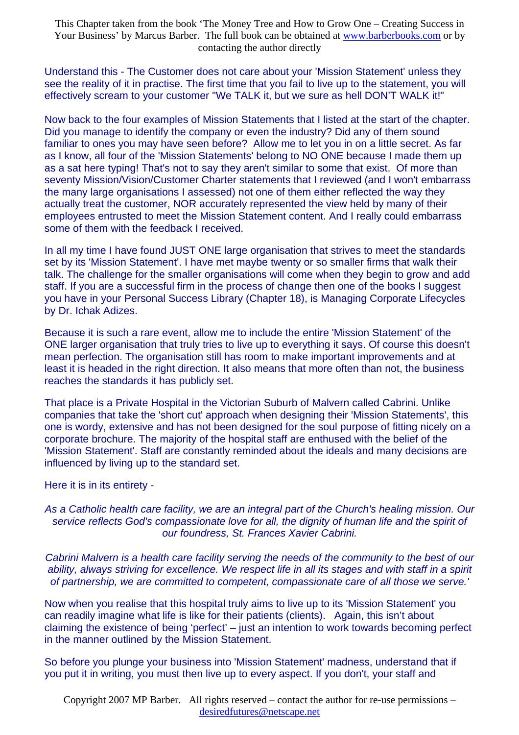Understand this - The Customer does not care about your 'Mission Statement' unless they see the reality of it in practise. The first time that you fail to live up to the statement, you will effectively scream to your customer "We TALK it, but we sure as hell DON'T WALK it!"

Now back to the four examples of Mission Statements that I listed at the start of the chapter. Did you manage to identify the company or even the industry? Did any of them sound familiar to ones you may have seen before? Allow me to let you in on a little secret. As far as I know, all four of the 'Mission Statements' belong to NO ONE because I made them up as a sat here typing! That's not to say they aren't similar to some that exist. Of more than seventy Mission/Vision/Customer Charter statements that I reviewed (and I won't embarrass the many large organisations I assessed) not one of them either reflected the way they actually treat the customer, NOR accurately represented the view held by many of their employees entrusted to meet the Mission Statement content. And I really could embarrass some of them with the feedback I received.

In all my time I have found JUST ONE large organisation that strives to meet the standards set by its 'Mission Statement'. I have met maybe twenty or so smaller firms that walk their talk. The challenge for the smaller organisations will come when they begin to grow and add staff. If you are a successful firm in the process of change then one of the books I suggest you have in your Personal Success Library (Chapter 18), is Managing Corporate Lifecycles by Dr. Ichak Adizes.

Because it is such a rare event, allow me to include the entire 'Mission Statement' of the ONE larger organisation that truly tries to live up to everything it says. Of course this doesn't mean perfection. The organisation still has room to make important improvements and at least it is headed in the right direction. It also means that more often than not, the business reaches the standards it has publicly set.

That place is a Private Hospital in the Victorian Suburb of Malvern called Cabrini. Unlike companies that take the 'short cut' approach when designing their 'Mission Statements', this one is wordy, extensive and has not been designed for the soul purpose of fitting nicely on a corporate brochure. The majority of the hospital staff are enthused with the belief of the 'Mission Statement'. Staff are constantly reminded about the ideals and many decisions are influenced by living up to the standard set.

Here it is in its entirety -

*As a Catholic health care facility, we are an integral part of the Church's healing mission. Our service reflects God's compassionate love for all, the dignity of human life and the spirit of our foundress, St. Frances Xavier Cabrini.*

*Cabrini Malvern is a health care facility serving the needs of the community to the best of our ability, always striving for excellence. We respect life in all its stages and with staff in a spirit of partnership, we are committed to competent, compassionate care of all those we serve.'*

Now when you realise that this hospital truly aims to live up to its 'Mission Statement' you can readily imagine what life is like for their patients (clients). Again, this isn't about claiming the existence of being 'perfect' – just an intention to work towards becoming perfect in the manner outlined by the Mission Statement.

So before you plunge your business into 'Mission Statement' madness, understand that if you put it in writing, you must then live up to every aspect. If you don't, your staff and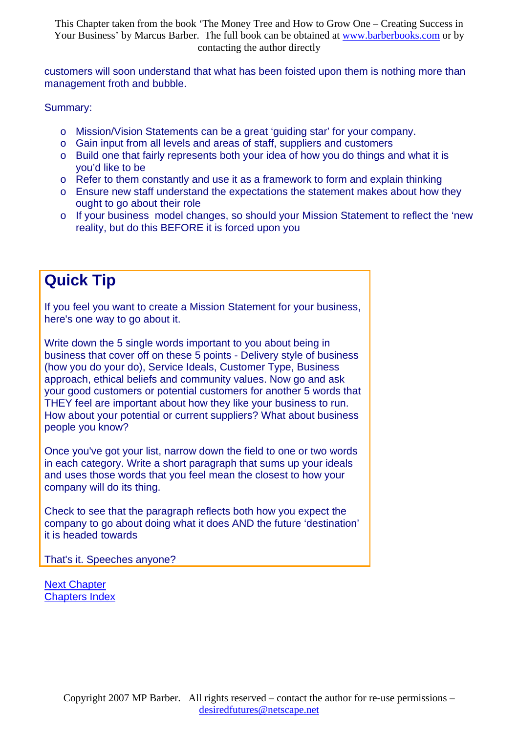customers will soon understand that what has been foisted upon them is nothing more than management froth and bubble.

Summary:

- Mission/Vision Statements can be a great 'guiding star' for your company.
- Gain input from all levels and areas of staff, suppliers and customers
- Build one that fairly represents both your idea of how you do things and what it is you'd like to be
- Refer to them constantly and use it as a framework to form and explain thinking
- Ensure new staff understand the expectations the statement makes about how they ought to go about their role
- If your business model changes, so should your Mission Statement to reflect the 'new reality, but do this BEFORE it is forced upon you

## Quick Tip

If you feel you want to create a Mission Statement for your business, here's one way to go about it.

Write down the 5 single words important to you about being in business that cover off on these 5 points - Delivery style of business (how you do your do), Service Ideals, Customer Type, Business approach, ethical beliefs and community values. Now go and ask your good customers or potential customers for another 5 words that THEY feel are important about how they like your business to run. How about your potential or current suppliers? What about business people you know?

Once you've got your list, narrow down the field to one or two words in each category. Write a short paragraph that sums up your ideals and uses those words that you feel mean the closest to how your company will do its thing.

Check to see that the paragraph reflects both how you expect the company to go about doing what it does AND the future 'destination' it is headed towards

That's it. Speeches anyone?

Next Chapter
Chapters Index